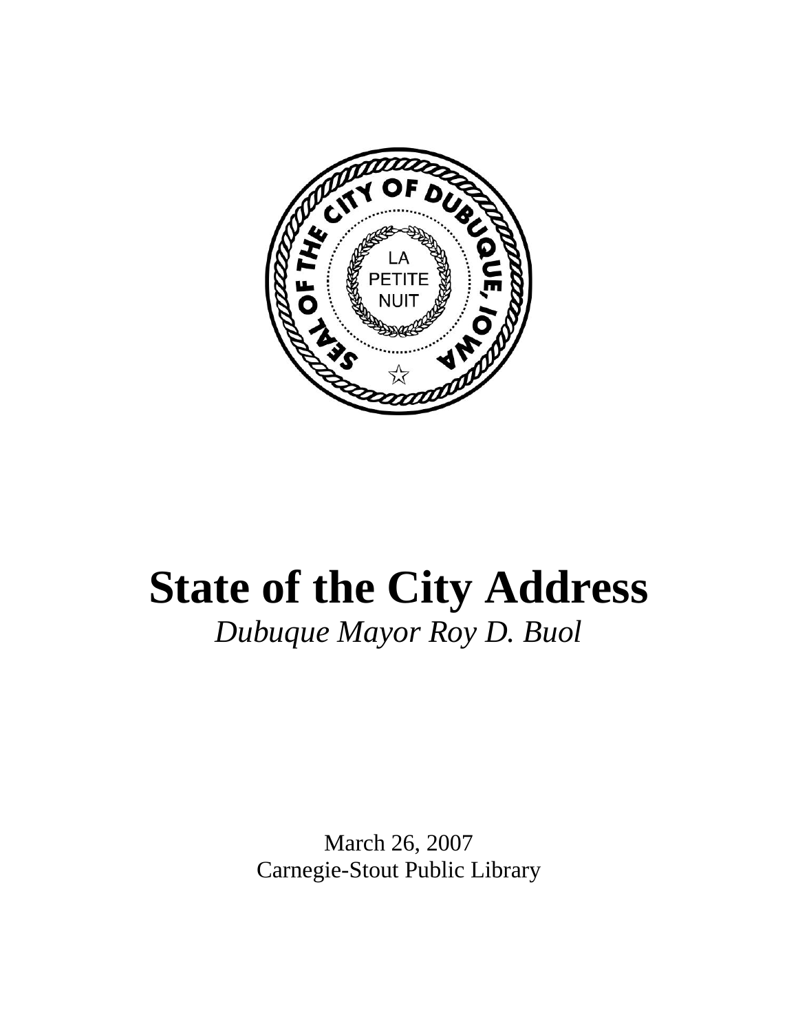# State of the City Address

*Dubuque Mayor Roy D. Buol*

March 26, 2007
Carnegie-Stout Public Library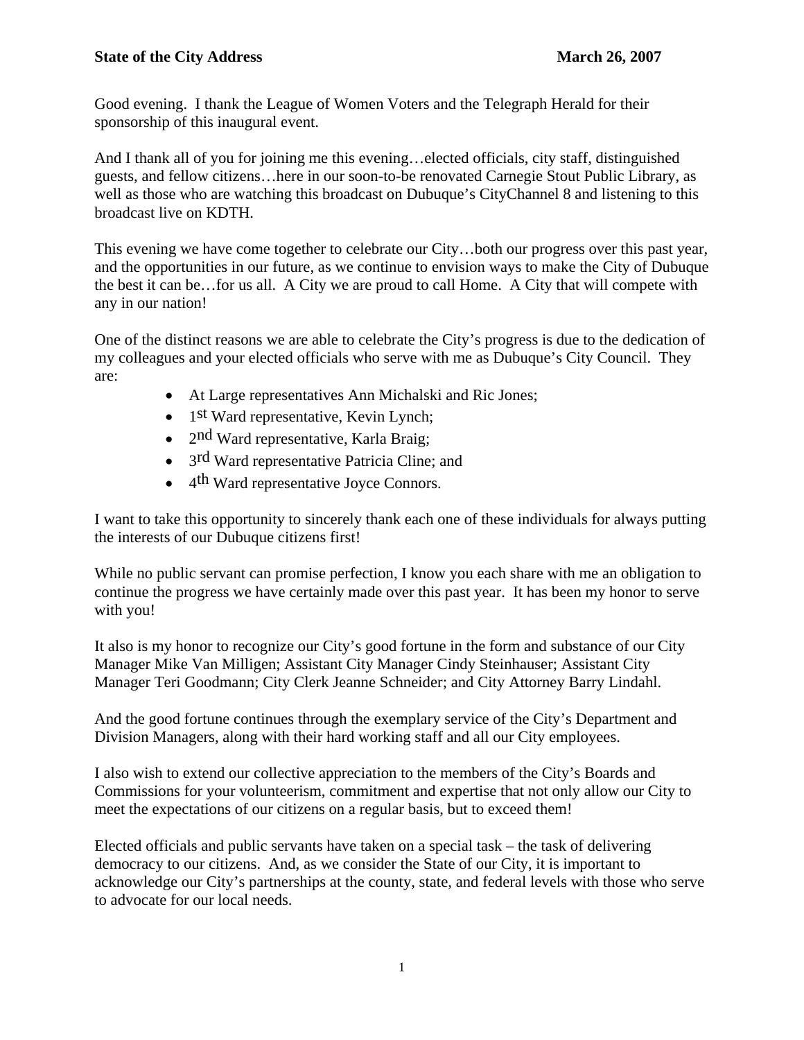**State of the City Address** **March 26, 2007**

Good evening. I thank the League of Women Voters and the Telegraph Herald for their sponsorship of this inaugural event.

And I thank all of you for joining me this evening…elected officials, city staff, distinguished guests, and fellow citizens…here in our soon-to-be renovated Carnegie Stout Public Library, as well as those who are watching this broadcast on Dubuque's CityChannel 8 and listening to this broadcast live on KDTH.

This evening we have come together to celebrate our City…both our progress over this past year, and the opportunities in our future, as we continue to envision ways to make the City of Dubuque the best it can be…for us all. A City we are proud to call Home. A City that will compete with any in our nation!

One of the distinct reasons we are able to celebrate the City's progress is due to the dedication of my colleagues and your elected officials who serve with me as Dubuque's City Council. They are:

- At Large representatives Ann Michalski and Ric Jones;
- 1st Ward representative, Kevin Lynch;
- 2nd Ward representative, Karla Braig;
- 3rd Ward representative Patricia Cline; and
- 4th Ward representative Joyce Connors.

I want to take this opportunity to sincerely thank each one of these individuals for always putting the interests of our Dubuque citizens first!

While no public servant can promise perfection, I know you each share with me an obligation to continue the progress we have certainly made over this past year. It has been my honor to serve with you!

It also is my honor to recognize our City's good fortune in the form and substance of our City Manager Mike Van Milligen; Assistant City Manager Cindy Steinhauser; Assistant City Manager Teri Goodmann; City Clerk Jeanne Schneider; and City Attorney Barry Lindahl.

And the good fortune continues through the exemplary service of the City's Department and Division Managers, along with their hard working staff and all our City employees.

I also wish to extend our collective appreciation to the members of the City's Boards and Commissions for your volunteerism, commitment and expertise that not only allow our City to meet the expectations of our citizens on a regular basis, but to exceed them!

Elected officials and public servants have taken on a special task – the task of delivering democracy to our citizens. And, as we consider the State of our City, it is important to acknowledge our City's partnerships at the county, state, and federal levels with those who serve to advocate for our local needs.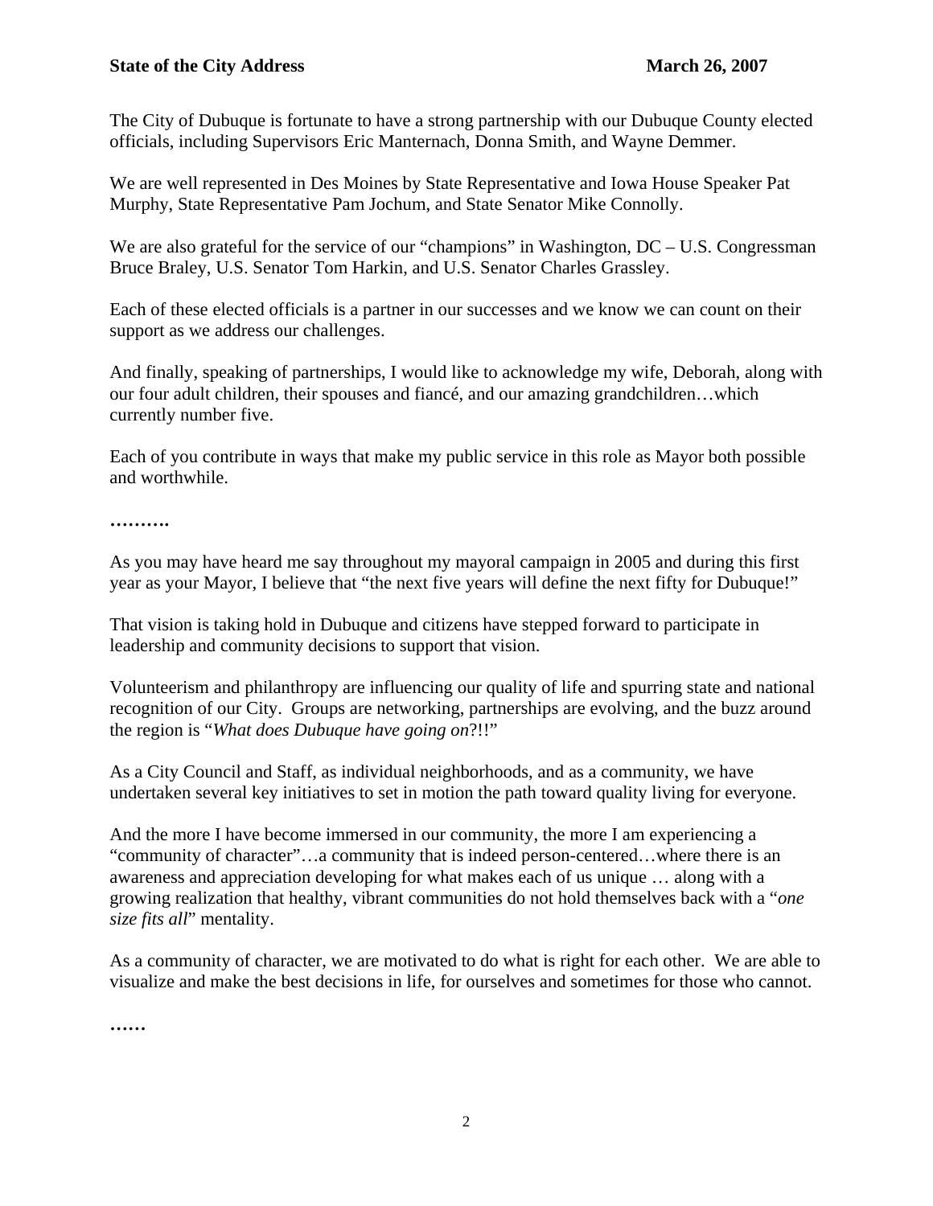The City of Dubuque is fortunate to have a strong partnership with our Dubuque County elected officials, including Supervisors Eric Manternach, Donna Smith, and Wayne Demmer.

We are well represented in Des Moines by State Representative and Iowa House Speaker Pat Murphy, State Representative Pam Jochum, and State Senator Mike Connolly.

We are also grateful for the service of our "champions" in Washington, DC – U.S. Congressman Bruce Braley, U.S. Senator Tom Harkin, and U.S. Senator Charles Grassley.

Each of these elected officials is a partner in our successes and we know we can count on their support as we address our challenges.

And finally, speaking of partnerships, I would like to acknowledge my wife, Deborah, along with our four adult children, their spouses and fiancé, and our amazing grandchildren…which currently number five.

Each of you contribute in ways that make my public service in this role as Mayor both possible and worthwhile.

**……….**

As you may have heard me say throughout my mayoral campaign in 2005 and during this first year as your Mayor, I believe that "the next five years will define the next fifty for Dubuque!"

That vision is taking hold in Dubuque and citizens have stepped forward to participate in leadership and community decisions to support that vision.

Volunteerism and philanthropy are influencing our quality of life and spurring state and national recognition of our City. Groups are networking, partnerships are evolving, and the buzz around the region is "*What does Dubuque have going on*?!!"

As a City Council and Staff, as individual neighborhoods, and as a community, we have undertaken several key initiatives to set in motion the path toward quality living for everyone.

And the more I have become immersed in our community, the more I am experiencing a "community of character"…a community that is indeed person-centered…where there is an awareness and appreciation developing for what makes each of us unique … along with a growing realization that healthy, vibrant communities do not hold themselves back with a "*one size fits all*" mentality.

As a community of character, we are motivated to do what is right for each other. We are able to visualize and make the best decisions in life, for ourselves and sometimes for those who cannot.

**……**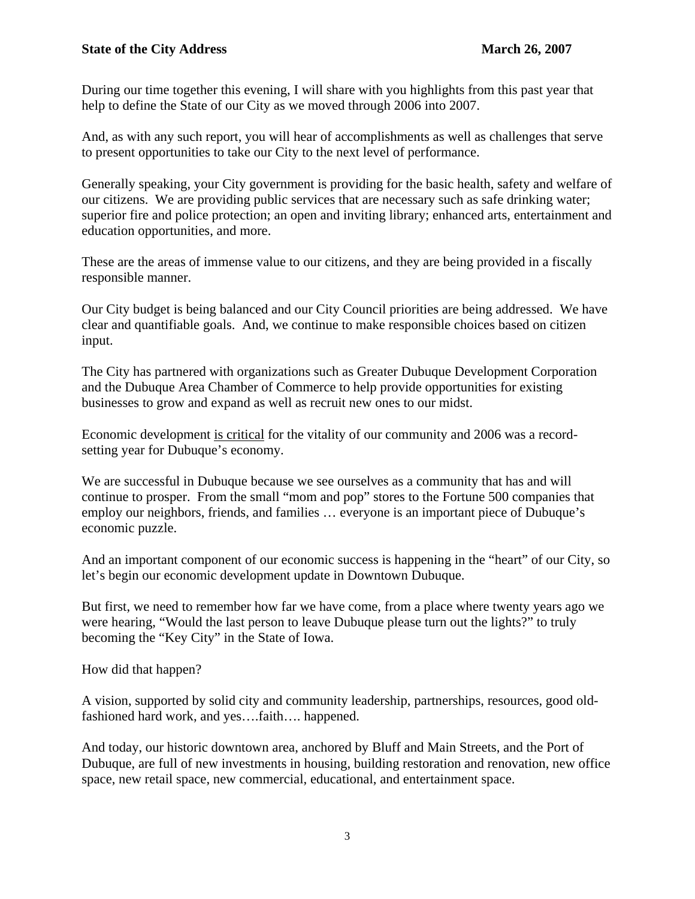During our time together this evening, I will share with you highlights from this past year that help to define the State of our City as we moved through 2006 into 2007.

And, as with any such report, you will hear of accomplishments as well as challenges that serve to present opportunities to take our City to the next level of performance.

Generally speaking, your City government is providing for the basic health, safety and welfare of our citizens. We are providing public services that are necessary such as safe drinking water; superior fire and police protection; an open and inviting library; enhanced arts, entertainment and education opportunities, and more.

These are the areas of immense value to our citizens, and they are being provided in a fiscally responsible manner.

Our City budget is being balanced and our City Council priorities are being addressed. We have clear and quantifiable goals. And, we continue to make responsible choices based on citizen input.

The City has partnered with organizations such as Greater Dubuque Development Corporation and the Dubuque Area Chamber of Commerce to help provide opportunities for existing businesses to grow and expand as well as recruit new ones to our midst.

Economic development <u>is critical</u> for the vitality of our community and 2006 was a record-setting year for Dubuque's economy.

We are successful in Dubuque because we see ourselves as a community that has and will continue to prosper. From the small "mom and pop" stores to the Fortune 500 companies that employ our neighbors, friends, and families … everyone is an important piece of Dubuque's economic puzzle.

And an important component of our economic success is happening in the "heart" of our City, so let's begin our economic development update in Downtown Dubuque.

But first, we need to remember how far we have come, from a place where twenty years ago we were hearing, "Would the last person to leave Dubuque please turn out the lights?" to truly becoming the "Key City" in the State of Iowa.

How did that happen?

A vision, supported by solid city and community leadership, partnerships, resources, good old-fashioned hard work, and yes….faith…. happened.

And today, our historic downtown area, anchored by Bluff and Main Streets, and the Port of Dubuque, are full of new investments in housing, building restoration and renovation, new office space, new retail space, new commercial, educational, and entertainment space.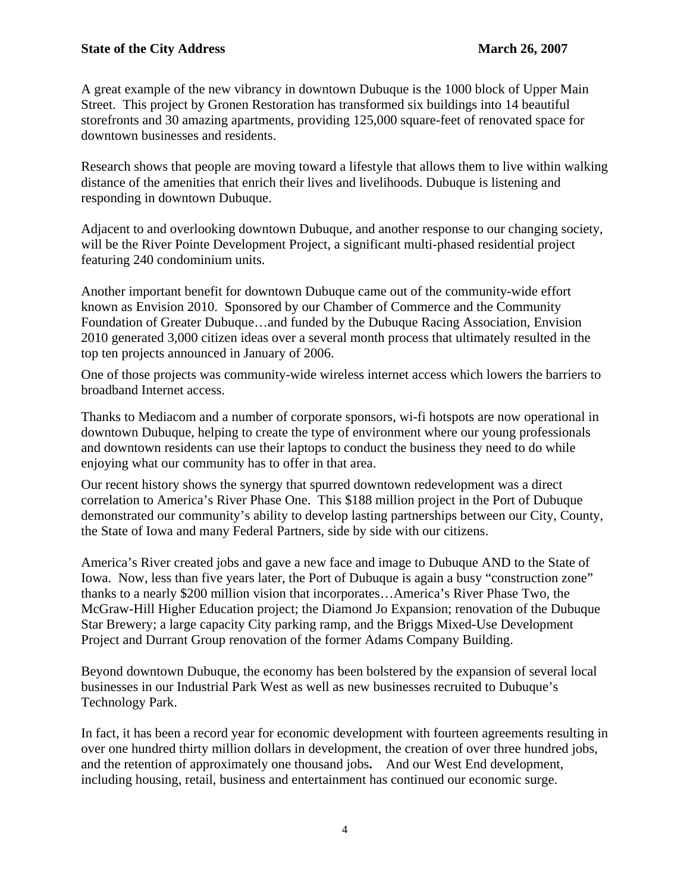A great example of the new vibrancy in downtown Dubuque is the 1000 block of Upper Main Street. This project by Gronen Restoration has transformed six buildings into 14 beautiful storefronts and 30 amazing apartments, providing 125,000 square-feet of renovated space for downtown businesses and residents.

Research shows that people are moving toward a lifestyle that allows them to live within walking distance of the amenities that enrich their lives and livelihoods. Dubuque is listening and responding in downtown Dubuque.

Adjacent to and overlooking downtown Dubuque, and another response to our changing society, will be the River Pointe Development Project, a significant multi-phased residential project featuring 240 condominium units.

Another important benefit for downtown Dubuque came out of the community-wide effort known as Envision 2010. Sponsored by our Chamber of Commerce and the Community Foundation of Greater Dubuque…and funded by the Dubuque Racing Association, Envision 2010 generated 3,000 citizen ideas over a several month process that ultimately resulted in the top ten projects announced in January of 2006.

One of those projects was community-wide wireless internet access which lowers the barriers to broadband Internet access.

Thanks to Mediacom and a number of corporate sponsors, wi-fi hotspots are now operational in downtown Dubuque, helping to create the type of environment where our young professionals and downtown residents can use their laptops to conduct the business they need to do while enjoying what our community has to offer in that area.

Our recent history shows the synergy that spurred downtown redevelopment was a direct correlation to America's River Phase One. This $188 million project in the Port of Dubuque demonstrated our community's ability to develop lasting partnerships between our City, County, the State of Iowa and many Federal Partners, side by side with our citizens.

America's River created jobs and gave a new face and image to Dubuque AND to the State of Iowa. Now, less than five years later, the Port of Dubuque is again a busy "construction zone" thanks to a nearly $200 million vision that incorporates…America's River Phase Two, the McGraw-Hill Higher Education project; the Diamond Jo Expansion; renovation of the Dubuque Star Brewery; a large capacity City parking ramp, and the Briggs Mixed-Use Development Project and Durrant Group renovation of the former Adams Company Building.

Beyond downtown Dubuque, the economy has been bolstered by the expansion of several local businesses in our Industrial Park West as well as new businesses recruited to Dubuque's Technology Park.

In fact, it has been a record year for economic development with fourteen agreements resulting in over one hundred thirty million dollars in development, the creation of over three hundred jobs, and the retention of approximately one thousand jobs. And our West End development, including housing, retail, business and entertainment has continued our economic surge.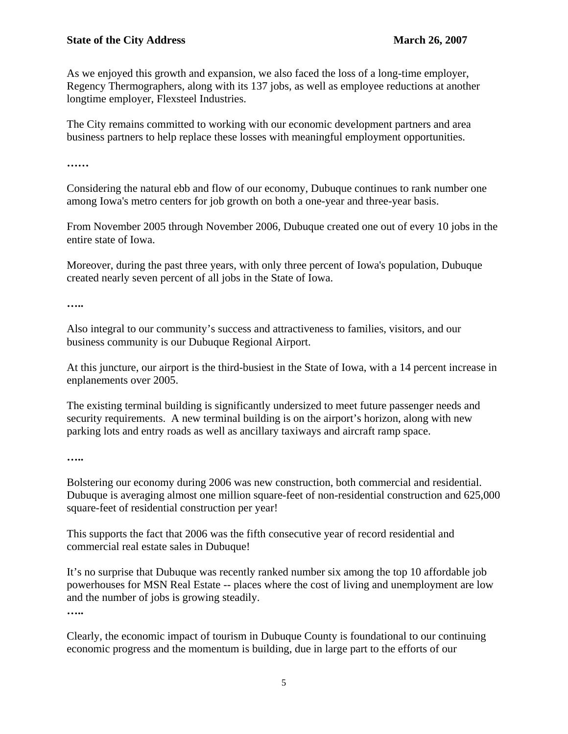As we enjoyed this growth and expansion, we also faced the loss of a long-time employer, Regency Thermographers, along with its 137 jobs, as well as employee reductions at another longtime employer, Flexsteel Industries.

The City remains committed to working with our economic development partners and area business partners to help replace these losses with meaningful employment opportunities.

**……**

Considering the natural ebb and flow of our economy, Dubuque continues to rank number one among Iowa's metro centers for job growth on both a one-year and three-year basis.

From November 2005 through November 2006, Dubuque created one out of every 10 jobs in the entire state of Iowa.

Moreover, during the past three years, with only three percent of Iowa's population, Dubuque created nearly seven percent of all jobs in the State of Iowa.

**…..**

Also integral to our community's success and attractiveness to families, visitors, and our business community is our Dubuque Regional Airport.

At this juncture, our airport is the third-busiest in the State of Iowa, with a 14 percent increase in enplanements over 2005.

The existing terminal building is significantly undersized to meet future passenger needs and security requirements. A new terminal building is on the airport's horizon, along with new parking lots and entry roads as well as ancillary taxiways and aircraft ramp space.

**…..**

Bolstering our economy during 2006 was new construction, both commercial and residential. Dubuque is averaging almost one million square-feet of non-residential construction and 625,000 square-feet of residential construction per year!

This supports the fact that 2006 was the fifth consecutive year of record residential and commercial real estate sales in Dubuque!

It's no surprise that Dubuque was recently ranked number six among the top 10 affordable job powerhouses for MSN Real Estate -- places where the cost of living and unemployment are low and the number of jobs is growing steadily.

**…..**

Clearly, the economic impact of tourism in Dubuque County is foundational to our continuing economic progress and the momentum is building, due in large part to the efforts of our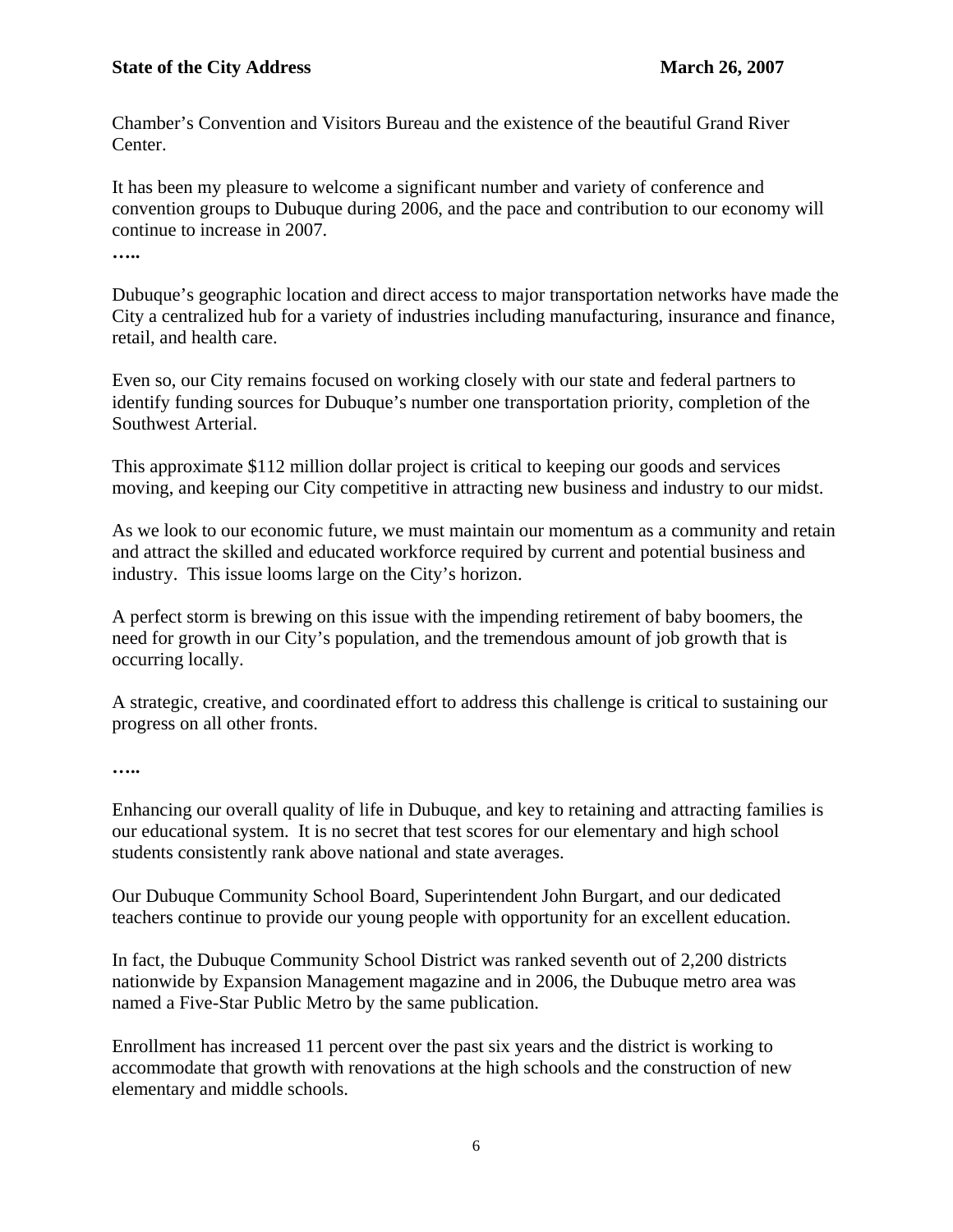Chamber's Convention and Visitors Bureau and the existence of the beautiful Grand River Center.

It has been my pleasure to welcome a significant number and variety of conference and convention groups to Dubuque during 2006, and the pace and contribution to our economy will continue to increase in 2007.

**…..**

Dubuque's geographic location and direct access to major transportation networks have made the City a centralized hub for a variety of industries including manufacturing, insurance and finance, retail, and health care.

Even so, our City remains focused on working closely with our state and federal partners to identify funding sources for Dubuque's number one transportation priority, completion of the Southwest Arterial.

This approximate $112 million dollar project is critical to keeping our goods and services moving, and keeping our City competitive in attracting new business and industry to our midst.

As we look to our economic future, we must maintain our momentum as a community and retain and attract the skilled and educated workforce required by current and potential business and industry.  This issue looms large on the City's horizon.

A perfect storm is brewing on this issue with the impending retirement of baby boomers, the need for growth in our City's population, and the tremendous amount of job growth that is occurring locally.

A strategic, creative, and coordinated effort to address this challenge is critical to sustaining our progress on all other fronts.

**…..**

Enhancing our overall quality of life in Dubuque, and key to retaining and attracting families is our educational system.  It is no secret that test scores for our elementary and high school students consistently rank above national and state averages.

Our Dubuque Community School Board, Superintendent John Burgart, and our dedicated teachers continue to provide our young people with opportunity for an excellent education.

In fact, the Dubuque Community School District was ranked seventh out of 2,200 districts nationwide by Expansion Management magazine and in 2006, the Dubuque metro area was named a Five-Star Public Metro by the same publication.

Enrollment has increased 11 percent over the past six years and the district is working to accommodate that growth with renovations at the high schools and the construction of new elementary and middle schools.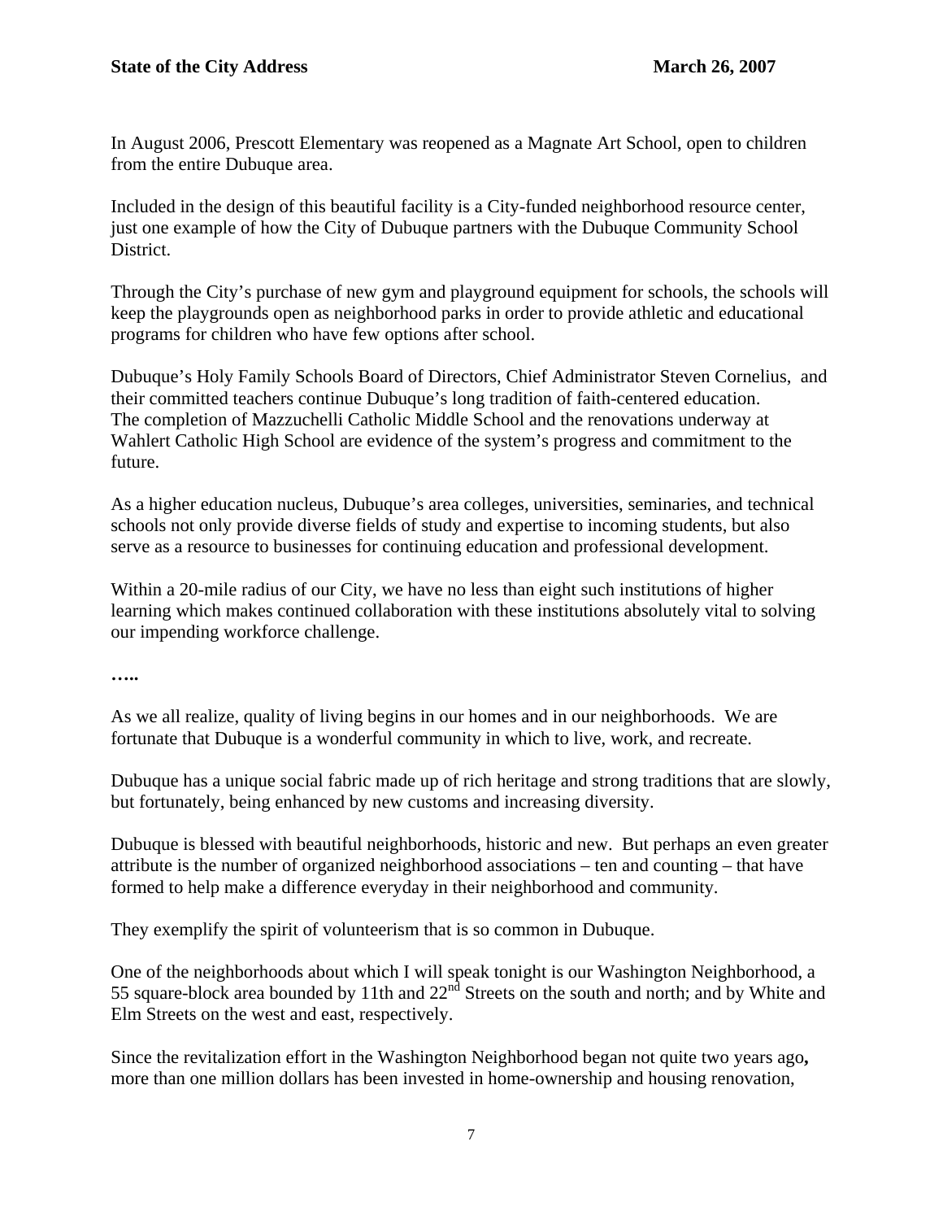In August 2006, Prescott Elementary was reopened as a Magnate Art School, open to children from the entire Dubuque area.

Included in the design of this beautiful facility is a City-funded neighborhood resource center, just one example of how the City of Dubuque partners with the Dubuque Community School District.

Through the City's purchase of new gym and playground equipment for schools, the schools will keep the playgrounds open as neighborhood parks in order to provide athletic and educational programs for children who have few options after school.

Dubuque's Holy Family Schools Board of Directors, Chief Administrator Steven Cornelius, and their committed teachers continue Dubuque's long tradition of faith-centered education. The completion of Mazzuchelli Catholic Middle School and the renovations underway at Wahlert Catholic High School are evidence of the system's progress and commitment to the future.

As a higher education nucleus, Dubuque's area colleges, universities, seminaries, and technical schools not only provide diverse fields of study and expertise to incoming students, but also serve as a resource to businesses for continuing education and professional development.

Within a 20-mile radius of our City, we have no less than eight such institutions of higher learning which makes continued collaboration with these institutions absolutely vital to solving our impending workforce challenge.

**…..**

As we all realize, quality of living begins in our homes and in our neighborhoods. We are fortunate that Dubuque is a wonderful community in which to live, work, and recreate.

Dubuque has a unique social fabric made up of rich heritage and strong traditions that are slowly, but fortunately, being enhanced by new customs and increasing diversity.

Dubuque is blessed with beautiful neighborhoods, historic and new. But perhaps an even greater attribute is the number of organized neighborhood associations – ten and counting – that have formed to help make a difference everyday in their neighborhood and community.

They exemplify the spirit of volunteerism that is so common in Dubuque.

One of the neighborhoods about which I will speak tonight is our Washington Neighborhood, a 55 square-block area bounded by 11th and 22nd Streets on the south and north; and by White and Elm Streets on the west and east, respectively.

Since the revitalization effort in the Washington Neighborhood began not quite two years ago**,** more than one million dollars has been invested in home-ownership and housing renovation,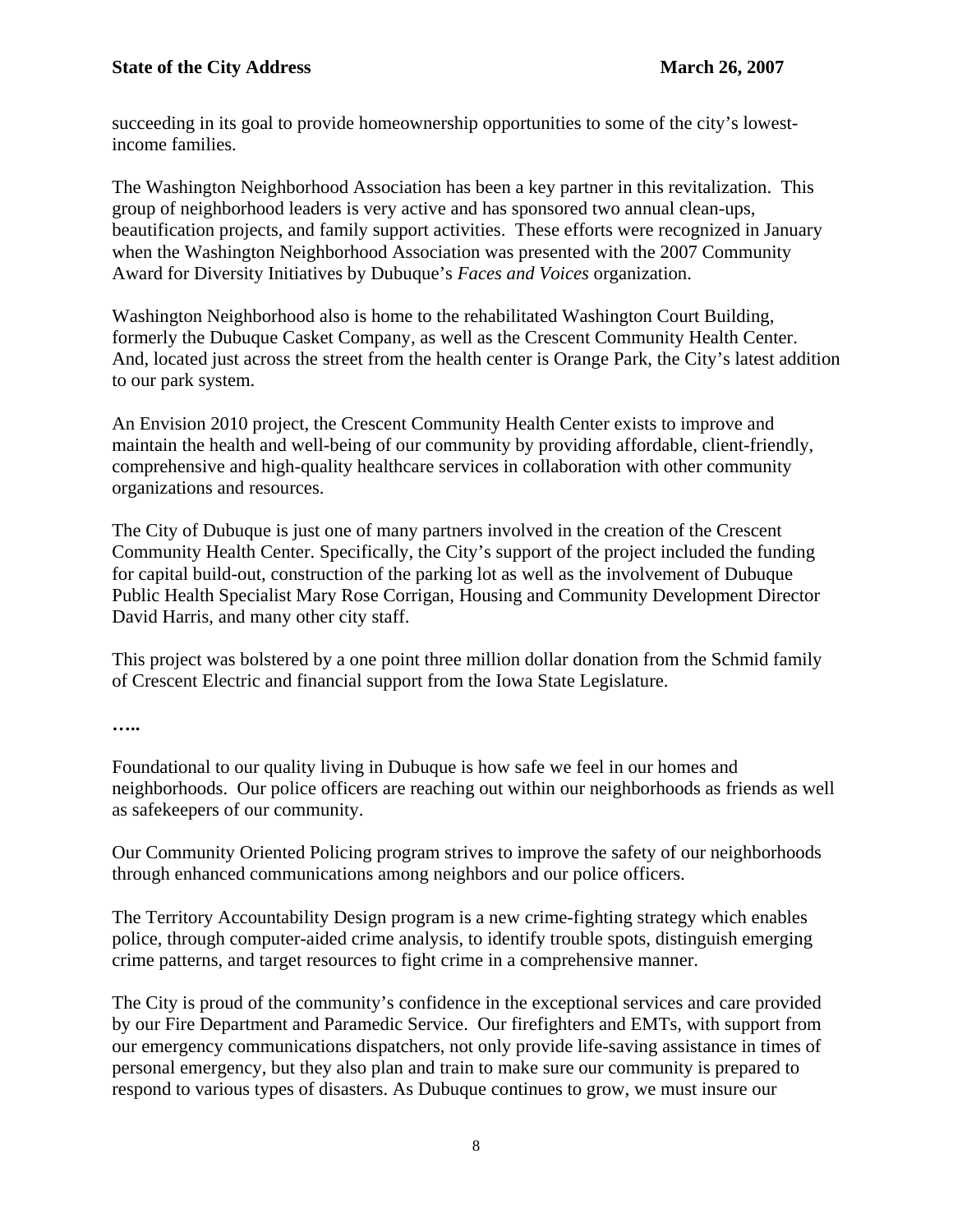succeeding in its goal to provide homeownership opportunities to some of the city's lowest-income families.

The Washington Neighborhood Association has been a key partner in this revitalization. This group of neighborhood leaders is very active and has sponsored two annual clean-ups, beautification projects, and family support activities. These efforts were recognized in January when the Washington Neighborhood Association was presented with the 2007 Community Award for Diversity Initiatives by Dubuque's *Faces and Voices* organization.

Washington Neighborhood also is home to the rehabilitated Washington Court Building, formerly the Dubuque Casket Company, as well as the Crescent Community Health Center. And, located just across the street from the health center is Orange Park, the City's latest addition to our park system.

An Envision 2010 project, the Crescent Community Health Center exists to improve and maintain the health and well-being of our community by providing affordable, client-friendly, comprehensive and high-quality healthcare services in collaboration with other community organizations and resources.

The City of Dubuque is just one of many partners involved in the creation of the Crescent Community Health Center. Specifically, the City's support of the project included the funding for capital build-out, construction of the parking lot as well as the involvement of Dubuque Public Health Specialist Mary Rose Corrigan, Housing and Community Development Director David Harris, and many other city staff.

This project was bolstered by a one point three million dollar donation from the Schmid family of Crescent Electric and financial support from the Iowa State Legislature.

**…..**

Foundational to our quality living in Dubuque is how safe we feel in our homes and neighborhoods. Our police officers are reaching out within our neighborhoods as friends as well as safekeepers of our community.

Our Community Oriented Policing program strives to improve the safety of our neighborhoods through enhanced communications among neighbors and our police officers.

The Territory Accountability Design program is a new crime-fighting strategy which enables police, through computer-aided crime analysis, to identify trouble spots, distinguish emerging crime patterns, and target resources to fight crime in a comprehensive manner.

The City is proud of the community's confidence in the exceptional services and care provided by our Fire Department and Paramedic Service. Our firefighters and EMTs, with support from our emergency communications dispatchers, not only provide life-saving assistance in times of personal emergency, but they also plan and train to make sure our community is prepared to respond to various types of disasters. As Dubuque continues to grow, we must insure our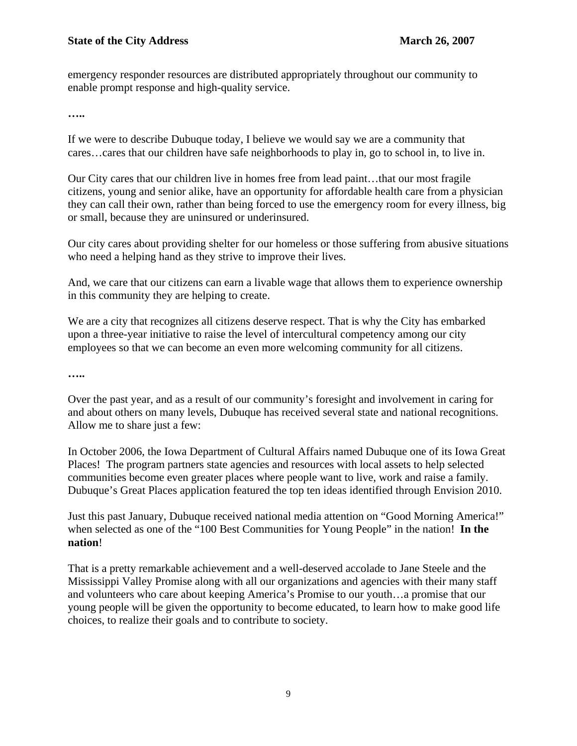emergency responder resources are distributed appropriately throughout our community to enable prompt response and high-quality service.

**…..**

If we were to describe Dubuque today, I believe we would say we are a community that cares…cares that our children have safe neighborhoods to play in, go to school in, to live in.

Our City cares that our children live in homes free from lead paint…that our most fragile citizens, young and senior alike, have an opportunity for affordable health care from a physician they can call their own, rather than being forced to use the emergency room for every illness, big or small, because they are uninsured or underinsured.

Our city cares about providing shelter for our homeless or those suffering from abusive situations who need a helping hand as they strive to improve their lives.

And, we care that our citizens can earn a livable wage that allows them to experience ownership in this community they are helping to create.

We are a city that recognizes all citizens deserve respect. That is why the City has embarked upon a three-year initiative to raise the level of intercultural competency among our city employees so that we can become an even more welcoming community for all citizens.

**…..**

Over the past year, and as a result of our community's foresight and involvement in caring for and about others on many levels, Dubuque has received several state and national recognitions. Allow me to share just a few:

In October 2006, the Iowa Department of Cultural Affairs named Dubuque one of its Iowa Great Places! The program partners state agencies and resources with local assets to help selected communities become even greater places where people want to live, work and raise a family. Dubuque's Great Places application featured the top ten ideas identified through Envision 2010.

Just this past January, Dubuque received national media attention on "Good Morning America!" when selected as one of the "100 Best Communities for Young People" in the nation! **In the nation**!

That is a pretty remarkable achievement and a well-deserved accolade to Jane Steele and the Mississippi Valley Promise along with all our organizations and agencies with their many staff and volunteers who care about keeping America's Promise to our youth…a promise that our young people will be given the opportunity to become educated, to learn how to make good life choices, to realize their goals and to contribute to society.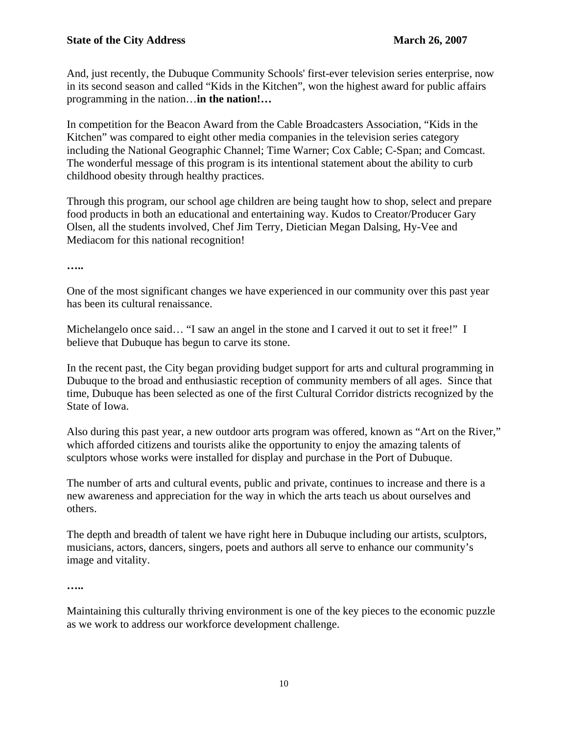And, just recently, the Dubuque Community Schools' first-ever television series enterprise, now in its second season and called "Kids in the Kitchen", won the highest award for public affairs programming in the nation…**in the nation!…**

In competition for the Beacon Award from the Cable Broadcasters Association, "Kids in the Kitchen" was compared to eight other media companies in the television series category including the National Geographic Channel; Time Warner; Cox Cable; C-Span; and Comcast. The wonderful message of this program is its intentional statement about the ability to curb childhood obesity through healthy practices.

Through this program, our school age children are being taught how to shop, select and prepare food products in both an educational and entertaining way. Kudos to Creator/Producer Gary Olsen, all the students involved, Chef Jim Terry, Dietician Megan Dalsing, Hy-Vee and Mediacom for this national recognition!

**…..**

One of the most significant changes we have experienced in our community over this past year has been its cultural renaissance.

Michelangelo once said… "I saw an angel in the stone and I carved it out to set it free!" I believe that Dubuque has begun to carve its stone.

In the recent past, the City began providing budget support for arts and cultural programming in Dubuque to the broad and enthusiastic reception of community members of all ages. Since that time, Dubuque has been selected as one of the first Cultural Corridor districts recognized by the State of Iowa.

Also during this past year, a new outdoor arts program was offered, known as "Art on the River," which afforded citizens and tourists alike the opportunity to enjoy the amazing talents of sculptors whose works were installed for display and purchase in the Port of Dubuque.

The number of arts and cultural events, public and private, continues to increase and there is a new awareness and appreciation for the way in which the arts teach us about ourselves and others.

The depth and breadth of talent we have right here in Dubuque including our artists, sculptors, musicians, actors, dancers, singers, poets and authors all serve to enhance our community's image and vitality.

**…..**

Maintaining this culturally thriving environment is one of the key pieces to the economic puzzle as we work to address our workforce development challenge.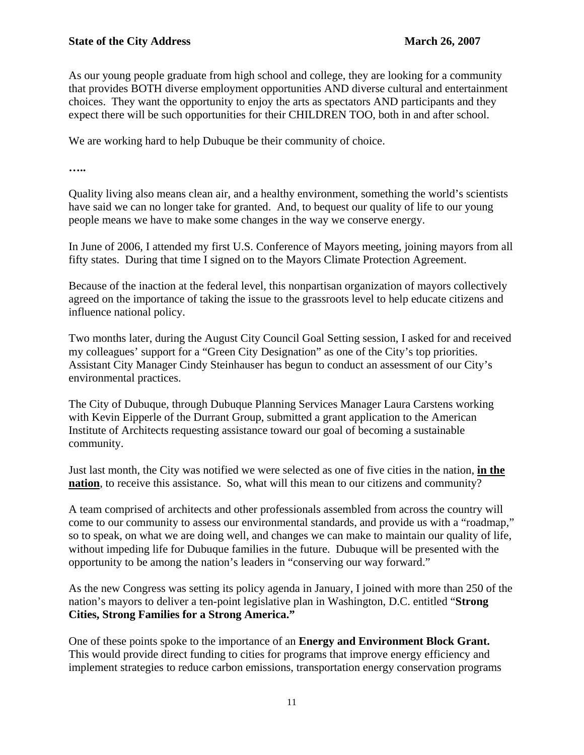As our young people graduate from high school and college, they are looking for a community that provides BOTH diverse employment opportunities AND diverse cultural and entertainment choices. They want the opportunity to enjoy the arts as spectators AND participants and they expect there will be such opportunities for their CHILDREN TOO, both in and after school.

We are working hard to help Dubuque be their community of choice.

**…..**

Quality living also means clean air, and a healthy environment, something the world's scientists have said we can no longer take for granted. And, to bequest our quality of life to our young people means we have to make some changes in the way we conserve energy.

In June of 2006, I attended my first U.S. Conference of Mayors meeting, joining mayors from all fifty states. During that time I signed on to the Mayors Climate Protection Agreement.

Because of the inaction at the federal level, this nonpartisan organization of mayors collectively agreed on the importance of taking the issue to the grassroots level to help educate citizens and influence national policy.

Two months later, during the August City Council Goal Setting session, I asked for and received my colleagues' support for a "Green City Designation" as one of the City's top priorities. Assistant City Manager Cindy Steinhauser has begun to conduct an assessment of our City's environmental practices.

The City of Dubuque, through Dubuque Planning Services Manager Laura Carstens working with Kevin Eipperle of the Durrant Group, submitted a grant application to the American Institute of Architects requesting assistance toward our goal of becoming a sustainable community.

Just last month, the City was notified we were selected as one of five cities in the nation, **<u>in the nation</u>**, to receive this assistance. So, what will this mean to our citizens and community?

A team comprised of architects and other professionals assembled from across the country will come to our community to assess our environmental standards, and provide us with a "roadmap," so to speak, on what we are doing well, and changes we can make to maintain our quality of life, without impeding life for Dubuque families in the future. Dubuque will be presented with the opportunity to be among the nation's leaders in "conserving our way forward."

As the new Congress was setting its policy agenda in January, I joined with more than 250 of the nation's mayors to deliver a ten-point legislative plan in Washington, D.C. entitled "**Strong Cities, Strong Families for a Strong America."**

One of these points spoke to the importance of an **Energy and Environment Block Grant.** This would provide direct funding to cities for programs that improve energy efficiency and implement strategies to reduce carbon emissions, transportation energy conservation programs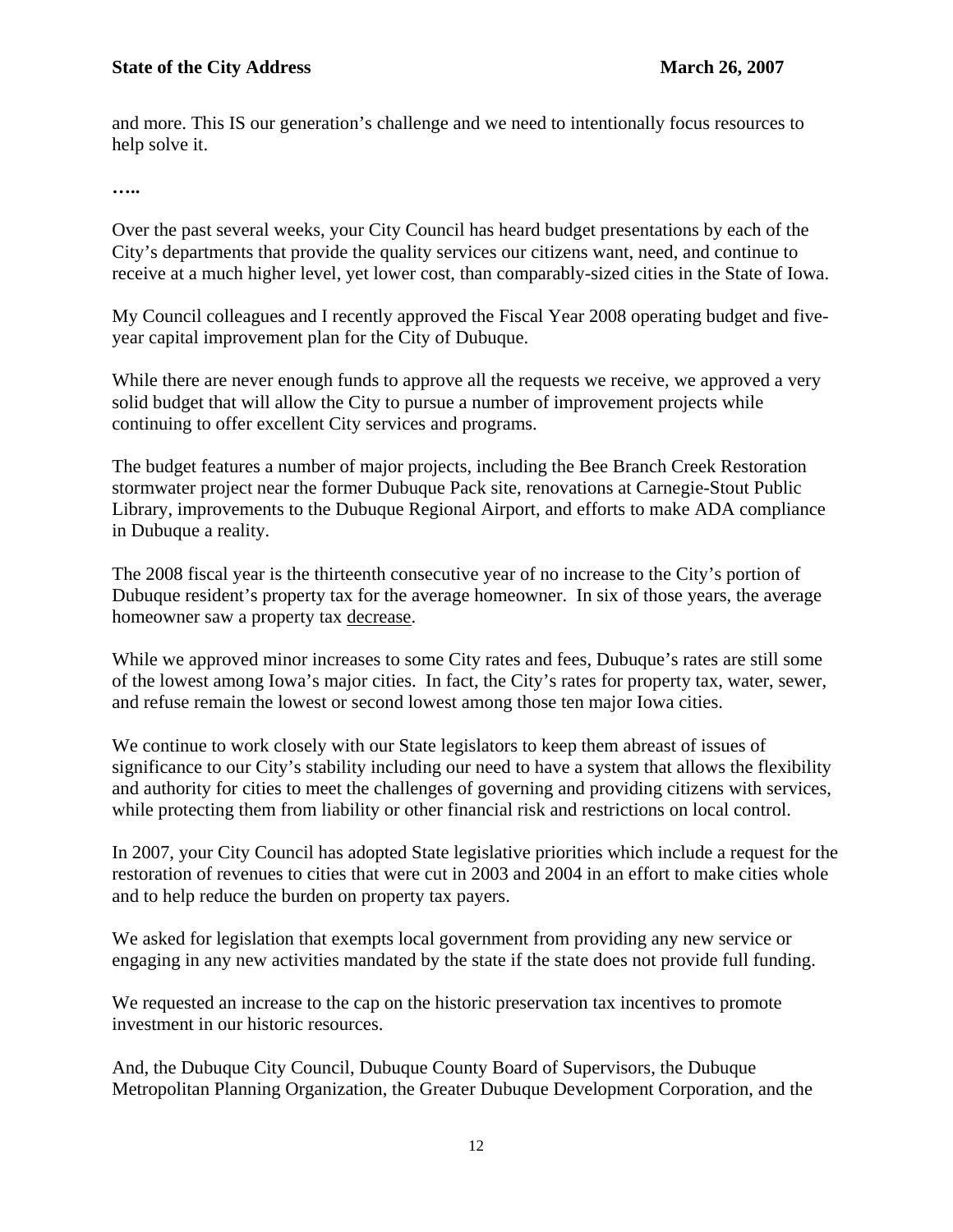and more. This IS our generation's challenge and we need to intentionally focus resources to help solve it.

**…..**

Over the past several weeks, your City Council has heard budget presentations by each of the City's departments that provide the quality services our citizens want, need, and continue to receive at a much higher level, yet lower cost, than comparably-sized cities in the State of Iowa.

My Council colleagues and I recently approved the Fiscal Year 2008 operating budget and five-year capital improvement plan for the City of Dubuque.

While there are never enough funds to approve all the requests we receive, we approved a very solid budget that will allow the City to pursue a number of improvement projects while continuing to offer excellent City services and programs.

The budget features a number of major projects, including the Bee Branch Creek Restoration stormwater project near the former Dubuque Pack site, renovations at Carnegie-Stout Public Library, improvements to the Dubuque Regional Airport, and efforts to make ADA compliance in Dubuque a reality.

The 2008 fiscal year is the thirteenth consecutive year of no increase to the City's portion of Dubuque resident's property tax for the average homeowner. In six of those years, the average homeowner saw a property tax <u>decrease</u>.

While we approved minor increases to some City rates and fees, Dubuque's rates are still some of the lowest among Iowa's major cities. In fact, the City's rates for property tax, water, sewer, and refuse remain the lowest or second lowest among those ten major Iowa cities.

We continue to work closely with our State legislators to keep them abreast of issues of significance to our City's stability including our need to have a system that allows the flexibility and authority for cities to meet the challenges of governing and providing citizens with services, while protecting them from liability or other financial risk and restrictions on local control.

In 2007, your City Council has adopted State legislative priorities which include a request for the restoration of revenues to cities that were cut in 2003 and 2004 in an effort to make cities whole and to help reduce the burden on property tax payers.

We asked for legislation that exempts local government from providing any new service or engaging in any new activities mandated by the state if the state does not provide full funding.

We requested an increase to the cap on the historic preservation tax incentives to promote investment in our historic resources.

And, the Dubuque City Council, Dubuque County Board of Supervisors, the Dubuque Metropolitan Planning Organization, the Greater Dubuque Development Corporation, and the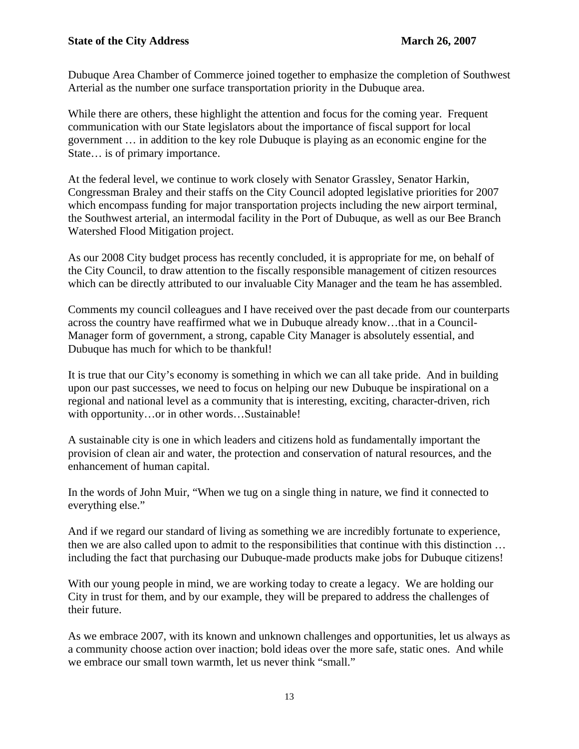Dubuque Area Chamber of Commerce joined together to emphasize the completion of Southwest Arterial as the number one surface transportation priority in the Dubuque area.

While there are others, these highlight the attention and focus for the coming year. Frequent communication with our State legislators about the importance of fiscal support for local government … in addition to the key role Dubuque is playing as an economic engine for the State… is of primary importance.

At the federal level, we continue to work closely with Senator Grassley, Senator Harkin, Congressman Braley and their staffs on the City Council adopted legislative priorities for 2007 which encompass funding for major transportation projects including the new airport terminal, the Southwest arterial, an intermodal facility in the Port of Dubuque, as well as our Bee Branch Watershed Flood Mitigation project.

As our 2008 City budget process has recently concluded, it is appropriate for me, on behalf of the City Council, to draw attention to the fiscally responsible management of citizen resources which can be directly attributed to our invaluable City Manager and the team he has assembled.

Comments my council colleagues and I have received over the past decade from our counterparts across the country have reaffirmed what we in Dubuque already know…that in a Council-Manager form of government, a strong, capable City Manager is absolutely essential, and Dubuque has much for which to be thankful!

It is true that our City's economy is something in which we can all take pride. And in building upon our past successes, we need to focus on helping our new Dubuque be inspirational on a regional and national level as a community that is interesting, exciting, character-driven, rich with opportunity…or in other words…Sustainable!

A sustainable city is one in which leaders and citizens hold as fundamentally important the provision of clean air and water, the protection and conservation of natural resources, and the enhancement of human capital.

In the words of John Muir, "When we tug on a single thing in nature, we find it connected to everything else."

And if we regard our standard of living as something we are incredibly fortunate to experience, then we are also called upon to admit to the responsibilities that continue with this distinction … including the fact that purchasing our Dubuque-made products make jobs for Dubuque citizens!

With our young people in mind, we are working today to create a legacy. We are holding our City in trust for them, and by our example, they will be prepared to address the challenges of their future.

As we embrace 2007, with its known and unknown challenges and opportunities, let us always as a community choose action over inaction; bold ideas over the more safe, static ones. And while we embrace our small town warmth, let us never think "small."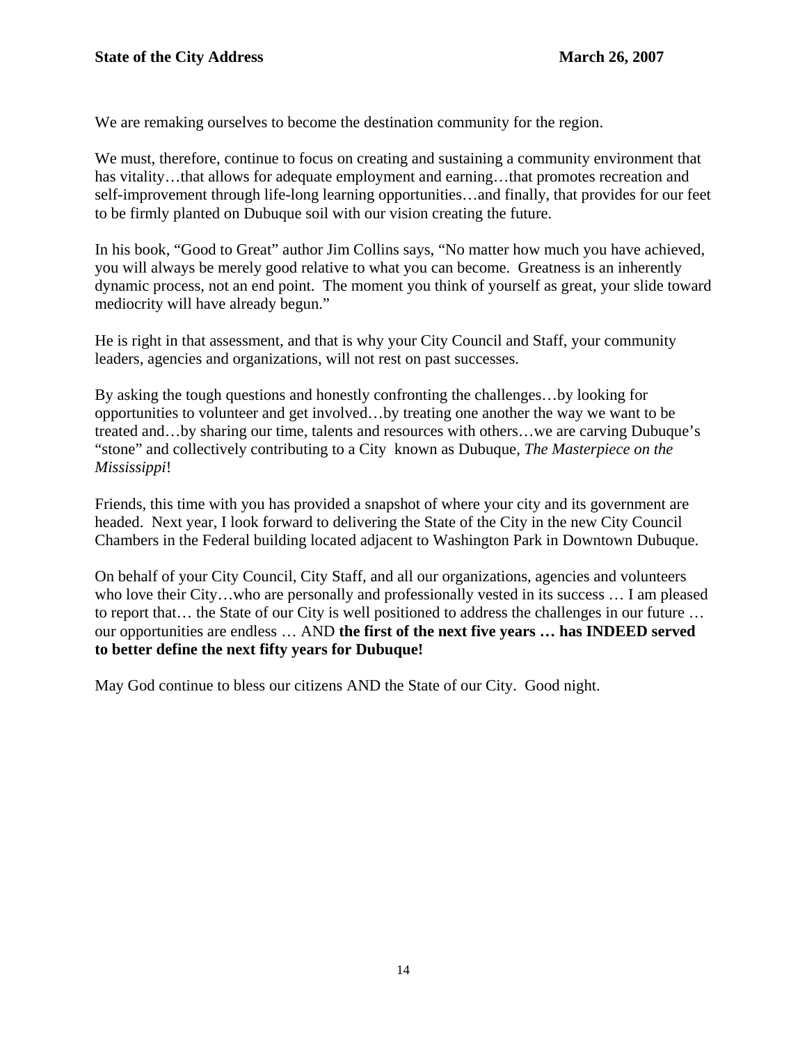We are remaking ourselves to become the destination community for the region.

We must, therefore, continue to focus on creating and sustaining a community environment that has vitality…that allows for adequate employment and earning…that promotes recreation and self-improvement through life-long learning opportunities…and finally, that provides for our feet to be firmly planted on Dubuque soil with our vision creating the future.

In his book, "Good to Great" author Jim Collins says, "No matter how much you have achieved, you will always be merely good relative to what you can become. Greatness is an inherently dynamic process, not an end point. The moment you think of yourself as great, your slide toward mediocrity will have already begun."

He is right in that assessment, and that is why your City Council and Staff, your community leaders, agencies and organizations, will not rest on past successes.

By asking the tough questions and honestly confronting the challenges…by looking for opportunities to volunteer and get involved…by treating one another the way we want to be treated and…by sharing our time, talents and resources with others…we are carving Dubuque's "stone" and collectively contributing to a City known as Dubuque, *The Masterpiece on the Mississippi*!

Friends, this time with you has provided a snapshot of where your city and its government are headed. Next year, I look forward to delivering the State of the City in the new City Council Chambers in the Federal building located adjacent to Washington Park in Downtown Dubuque.

On behalf of your City Council, City Staff, and all our organizations, agencies and volunteers who love their City…who are personally and professionally vested in its success … I am pleased to report that… the State of our City is well positioned to address the challenges in our future … our opportunities are endless … AND **the first of the next five years … has INDEED served to better define the next fifty years for Dubuque!**

May God continue to bless our citizens AND the State of our City. Good night.